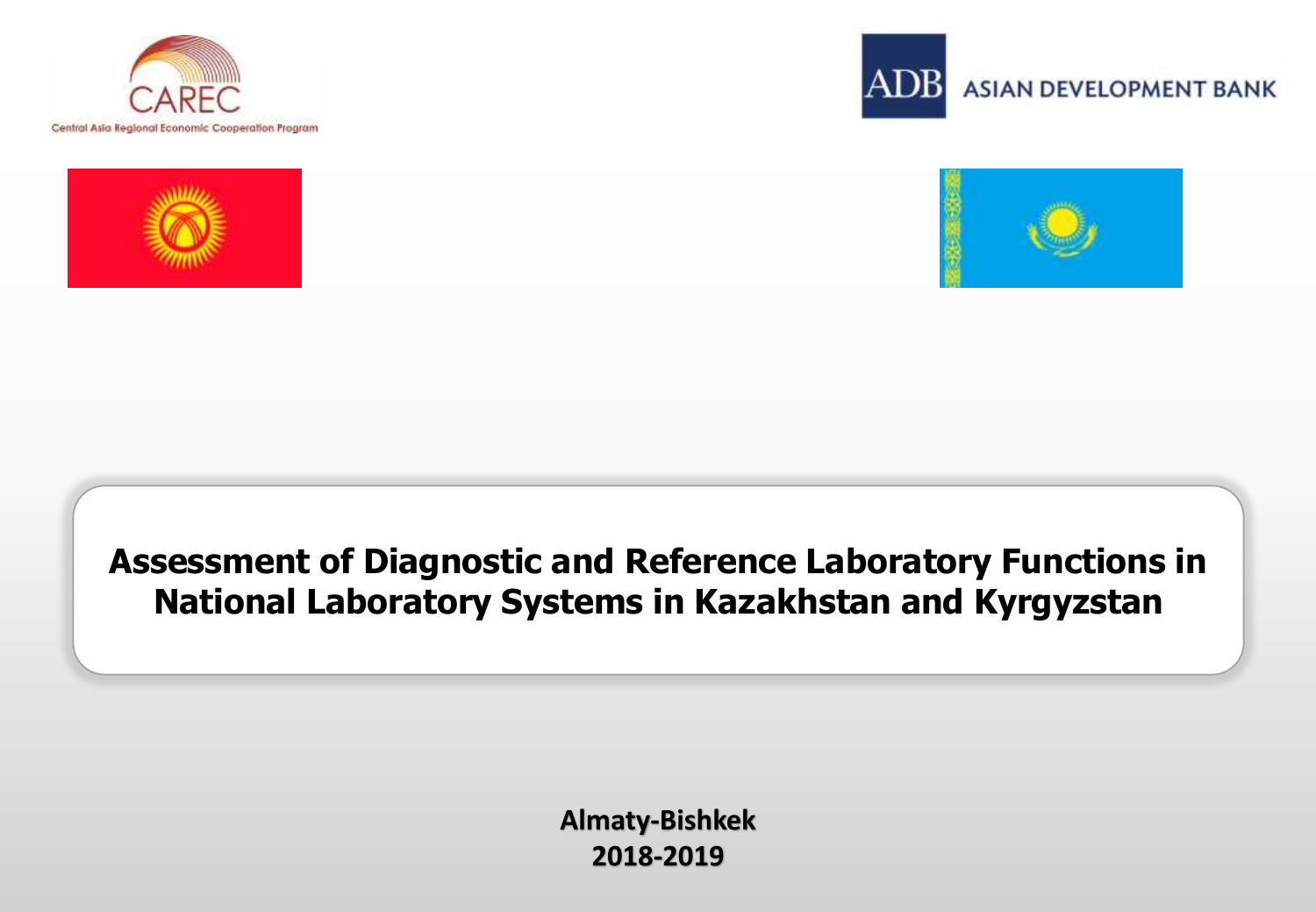CAREC

Central Asia Regional Economic Cooperation Program

ADB ASIAN DEVELOPMENT BANK

# Assessment of Diagnostic and Reference Laboratory Functions in National Laboratory Systems in Kazakhstan and Kyrgyzstan

**Almaty-Bishkek**
**2018-2019**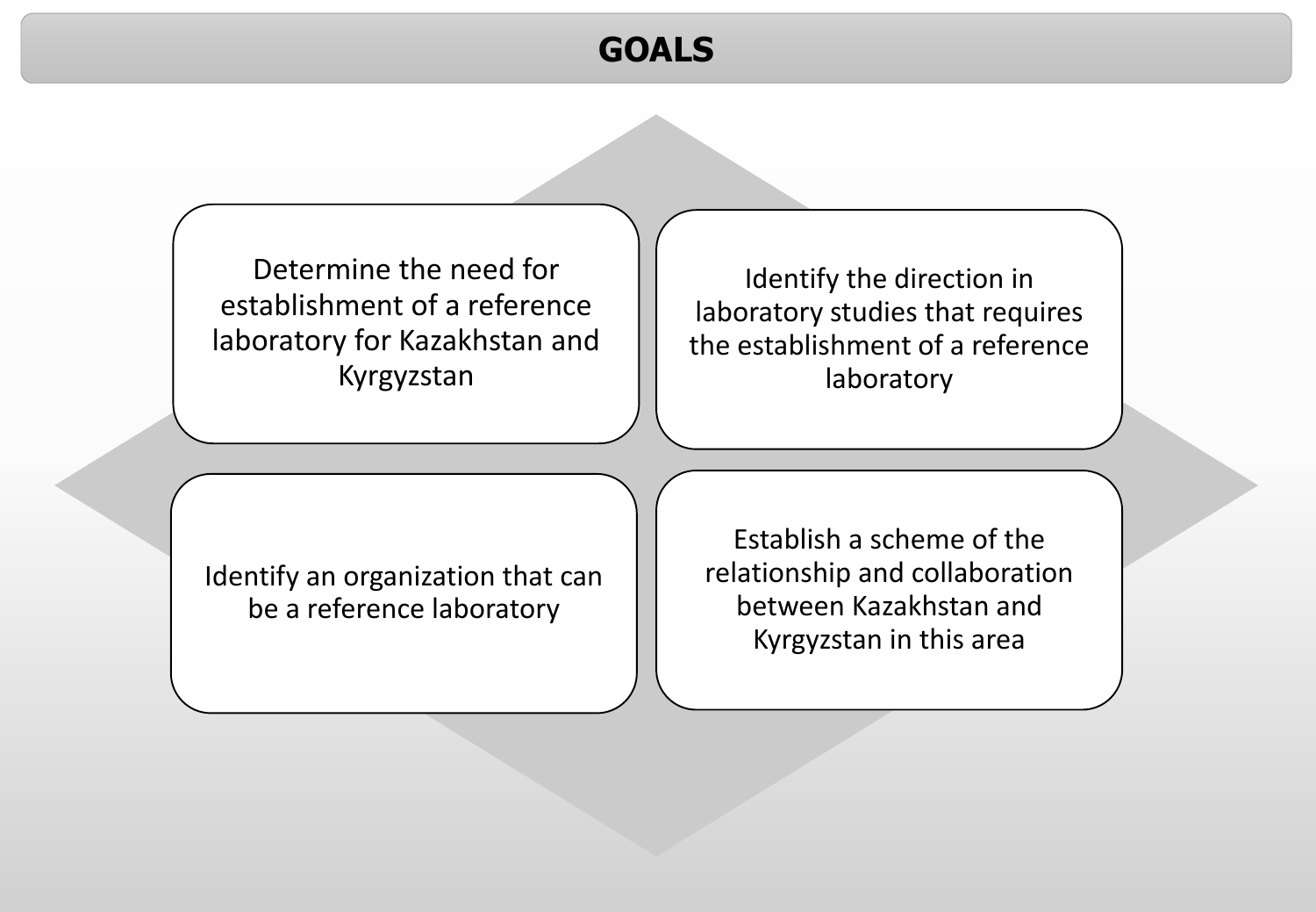# GOALS

- Determine the need for establishment of a reference laboratory for Kazakhstan and Kyrgyzstan
- Identify the direction in laboratory studies that requires the establishment of a reference laboratory
- Identify an organization that can be a reference laboratory
- Establish a scheme of the relationship and collaboration between Kazakhstan and Kyrgyzstan in this area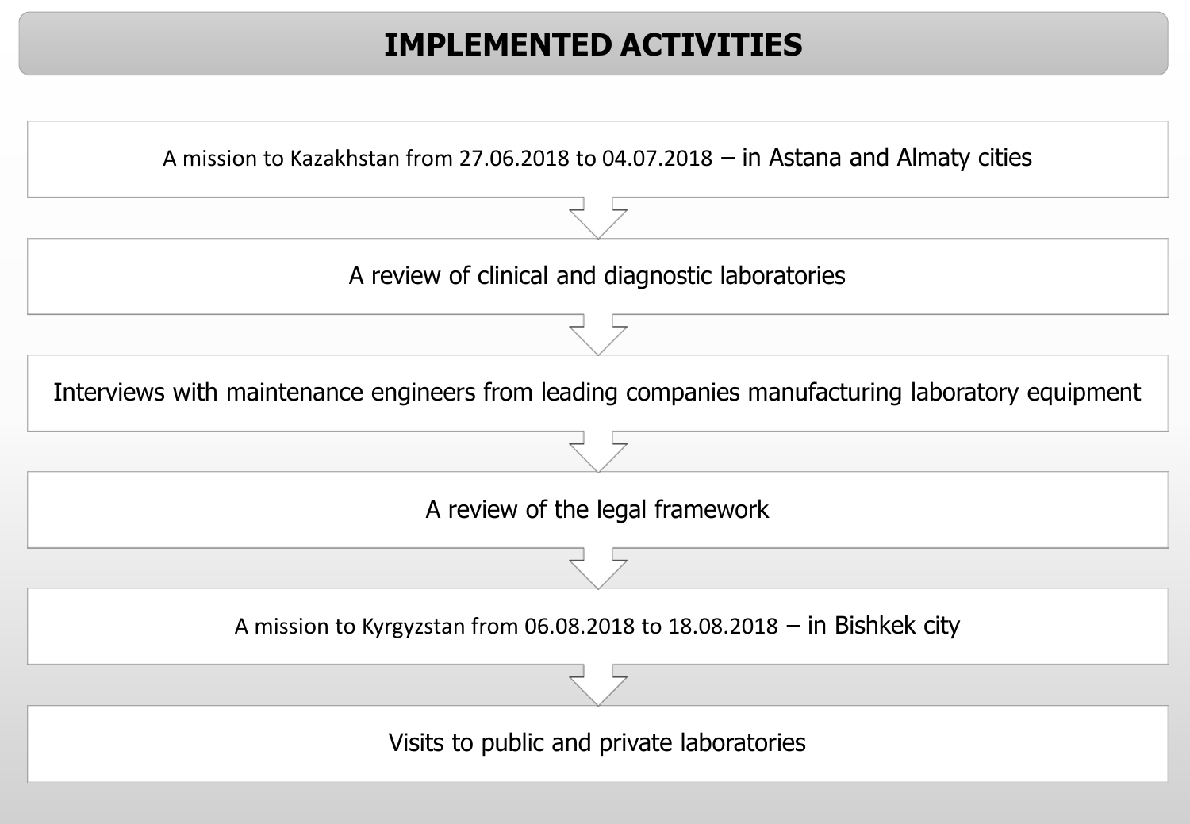# IMPLEMENTED ACTIVITIES

A mission to Kazakhstan from 27.06.2018 to 04.07.2018 – in Astana and Almaty cities

A review of clinical and diagnostic laboratories

Interviews with maintenance engineers from leading companies manufacturing laboratory equipment

A review of the legal framework

A mission to Kyrgyzstan from 06.08.2018 to 18.08.2018 – in Bishkek city

Visits to public and private laboratories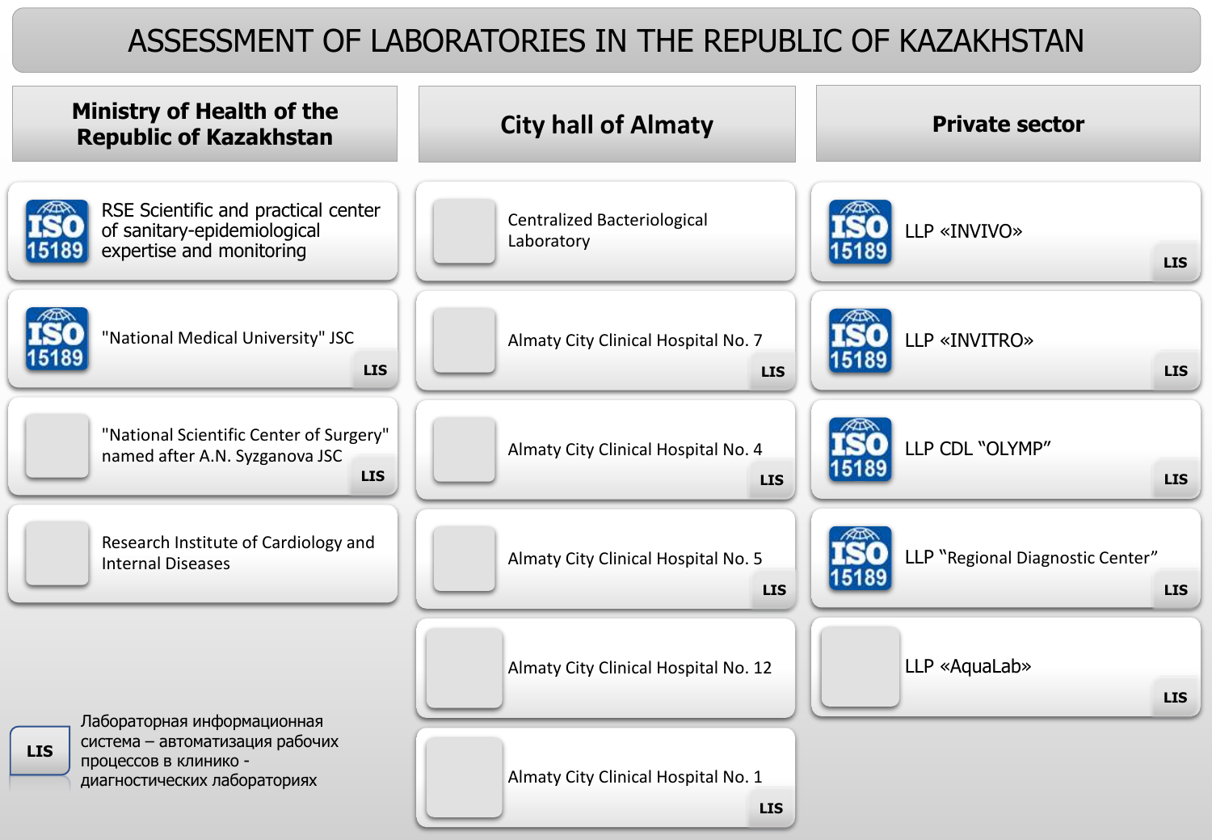# ASSESSMENT OF LABORATORIES IN THE REPUBLIC OF KAZAKHSTAN

| Ministry of Health of the Republic of Kazakhstan | City hall of Almaty | Private sector |
|---|---|---|
| ISO 15189 — RSE Scientific and practical center of sanitary-epidemiological expertise and monitoring | Centralized Bacteriological Laboratory | ISO 15189 — LLP «INVIVO» — LIS |
| ISO 15189 — "National Medical University" JSC — LIS | Almaty City Clinical Hospital No. 7 — LIS | ISO 15189 — LLP «INVITRO» — LIS |
| "National Scientific Center of Surgery" named after A.N. Syzganova JSC — LIS | Almaty City Clinical Hospital No. 4 — LIS | ISO 15189 — LLP CDL "OLYMP" — LIS |
| Research Institute of Cardiology and Internal Diseases | Almaty City Clinical Hospital No. 5 — LIS | ISO 15189 — LLP "Regional Diagnostic Center" — LIS |
| | Almaty City Clinical Hospital No. 12 | LLP «AquaLab» — LIS |
| | Almaty City Clinical Hospital No. 1 — LIS | |

**LIS** — Лабораторная информационная система – автоматизация рабочих процессов в клинико - диагностических лабораториях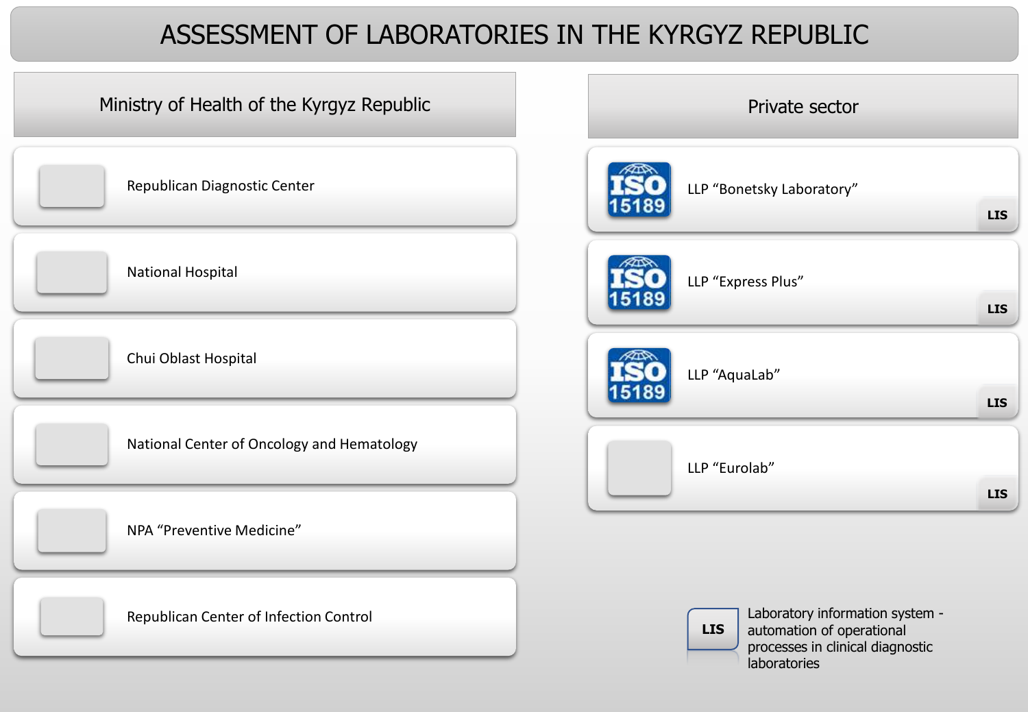# ASSESSMENT OF LABORATORIES IN THE KYRGYZ REPUBLIC

## Ministry of Health of the Kyrgyz Republic

- Republican Diagnostic Center
- National Hospital
- Chui Oblast Hospital
- National Center of Oncology and Hematology
- NPA “Preventive Medicine”
- Republican Center of Infection Control

## Private sector

- ISO 15189 — LLP “Bonetsky Laboratory” — LIS
- ISO 15189 — LLP “Express Plus” — LIS
- ISO 15189 — LLP “AquaLab” — LIS
- LLP “Eurolab” — LIS

**LIS** — Laboratory information system - automation of operational processes in clinical diagnostic laboratories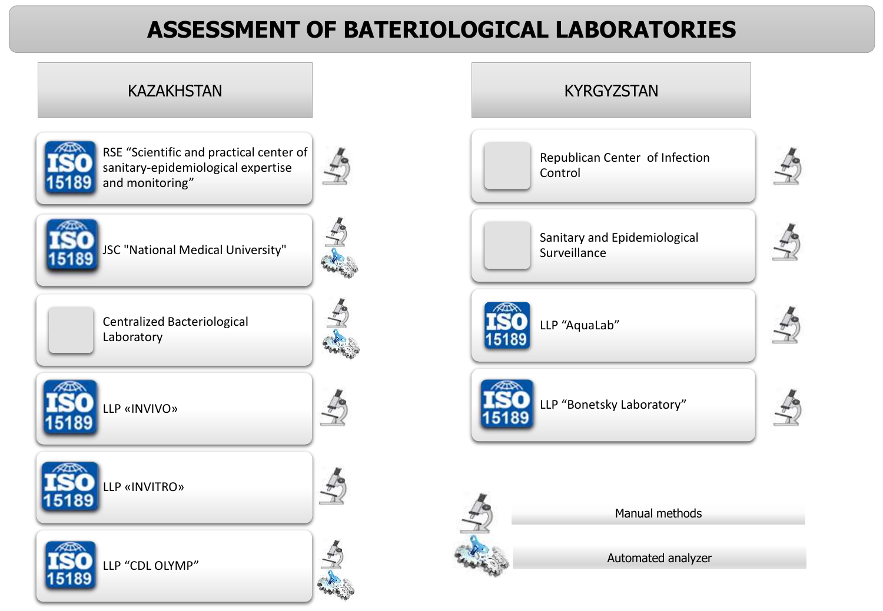# ASSESSMENT OF BATERIOLOGICAL LABORATORIES

## KAZAKHSTAN

| Laboratory | ISO 15189 | Methods |
| --- | --- | --- |
| RSE "Scientific and practical center of sanitary-epidemiological expertise and monitoring" | ISO 15189 | Manual methods |
| JSC "National Medical University" | ISO 15189 | Manual methods, Automated analyzer |
| Centralized Bacteriological Laboratory | | Manual methods, Automated analyzer |
| LLP «INVIVO» | ISO 15189 | Manual methods |
| LLP «INVITRO» | ISO 15189 | Manual methods |
| LLP "CDL OLYMP" | ISO 15189 | Manual methods, Automated analyzer |

## KYRGYZSTAN

| Laboratory | ISO 15189 | Methods |
| --- | --- | --- |
| Republican Center of Infection Control | | Manual methods |
| Sanitary and Epidemiological Surveillance | | Manual methods |
| LLP "AquaLab" | ISO 15189 | Manual methods |
| LLP "Bonetsky Laboratory" | ISO 15189 | Manual methods |

Manual methods

Automated analyzer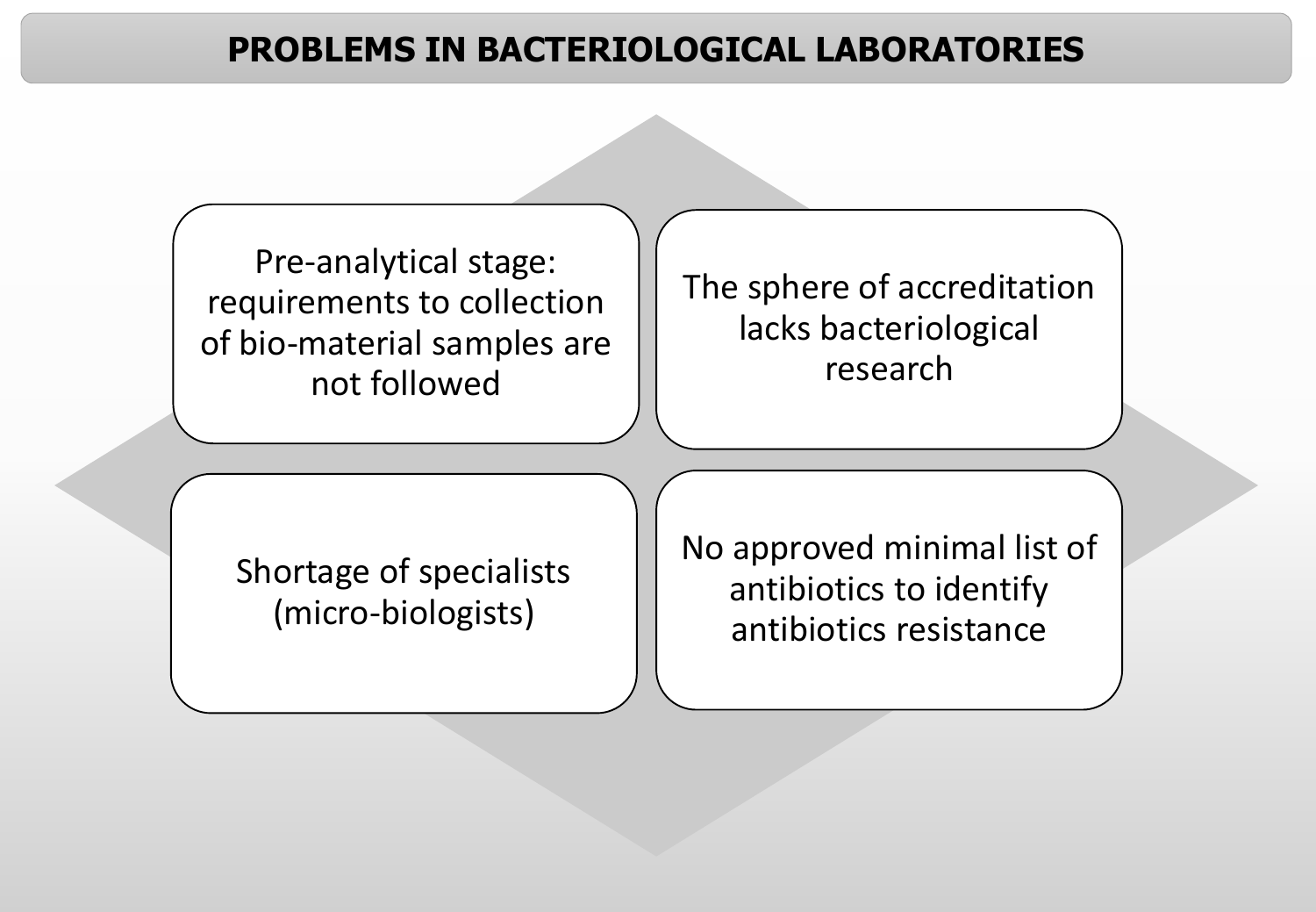# PROBLEMS IN BACTERIOLOGICAL LABORATORIES

- Pre-analytical stage: requirements to collection of bio-material samples are not followed
- The sphere of accreditation lacks bacteriological research
- Shortage of specialists (micro-biologists)
- No approved minimal list of antibiotics to identify antibiotics resistance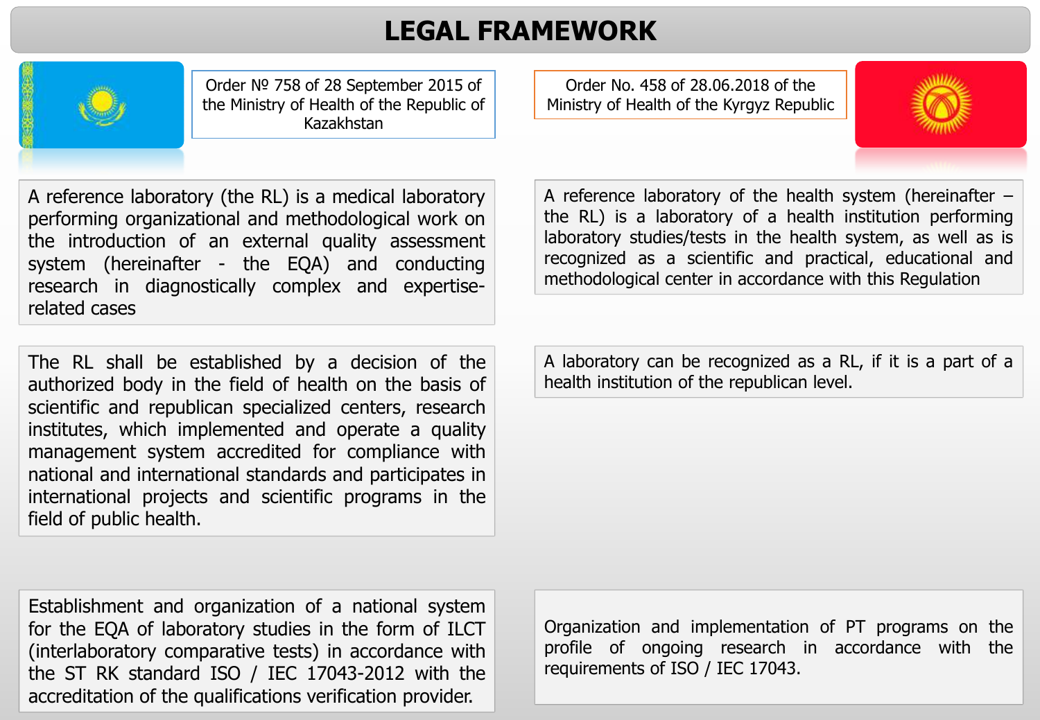# LEGAL FRAMEWORK

| Order № 758 of 28 September 2015 of the Ministry of Health of the Republic of Kazakhstan | Order No. 458 of 28.06.2018 of the Ministry of Health of the Kyrgyz Republic |
| --- | --- |
| A reference laboratory (the RL) is a medical laboratory performing organizational and methodological work on the introduction of an external quality assessment system (hereinafter - the EQA) and conducting research in diagnostically complex and expertise-related cases | A reference laboratory of the health system (hereinafter – the RL) is a laboratory of a health institution performing laboratory studies/tests in the health system, as well as is recognized as a scientific and practical, educational and methodological center in accordance with this Regulation |
| The RL shall be established by a decision of the authorized body in the field of health on the basis of scientific and republican specialized centers, research institutes, which implemented and operate a quality management system accredited for compliance with national and international standards and participates in international projects and scientific programs in the field of public health. | A laboratory can be recognized as a RL, if it is a part of a health institution of the republican level. |
| Establishment and organization of a national system for the EQA of laboratory studies in the form of ILCT (interlaboratory comparative tests) in accordance with the ST RK standard ISO / IEC 17043-2012 with the accreditation of the qualifications verification provider. | Organization and implementation of PT programs on the profile of ongoing research in accordance with the requirements of ISO / IEC 17043. |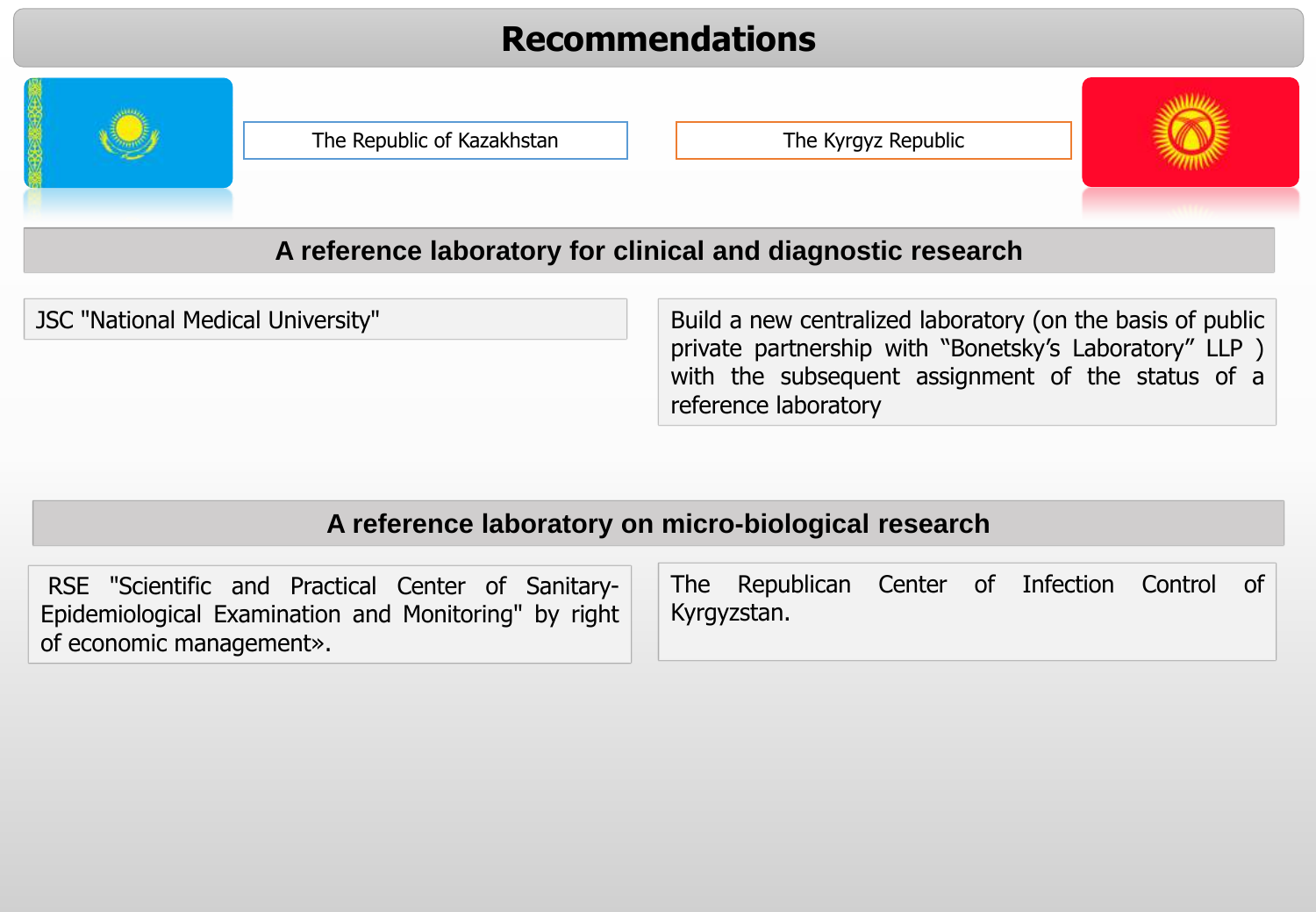# Recommendations

| The Republic of Kazakhstan | The Kyrgyz Republic |
| --- | --- |

## A reference laboratory for clinical and diagnostic research

| The Republic of Kazakhstan | The Kyrgyz Republic |
| --- | --- |
| JSC "National Medical University" | Build a new centralized laboratory (on the basis of public private partnership with “Bonetsky’s Laboratory” LLP ) with the subsequent assignment of the status of a reference laboratory |

## A reference laboratory on micro-biological research

| The Republic of Kazakhstan | The Kyrgyz Republic |
| --- | --- |
| RSE "Scientific and Practical Center of Sanitary-Epidemiological Examination and Monitoring" by right of economic management». | The Republican Center of Infection Control of Kyrgyzstan. |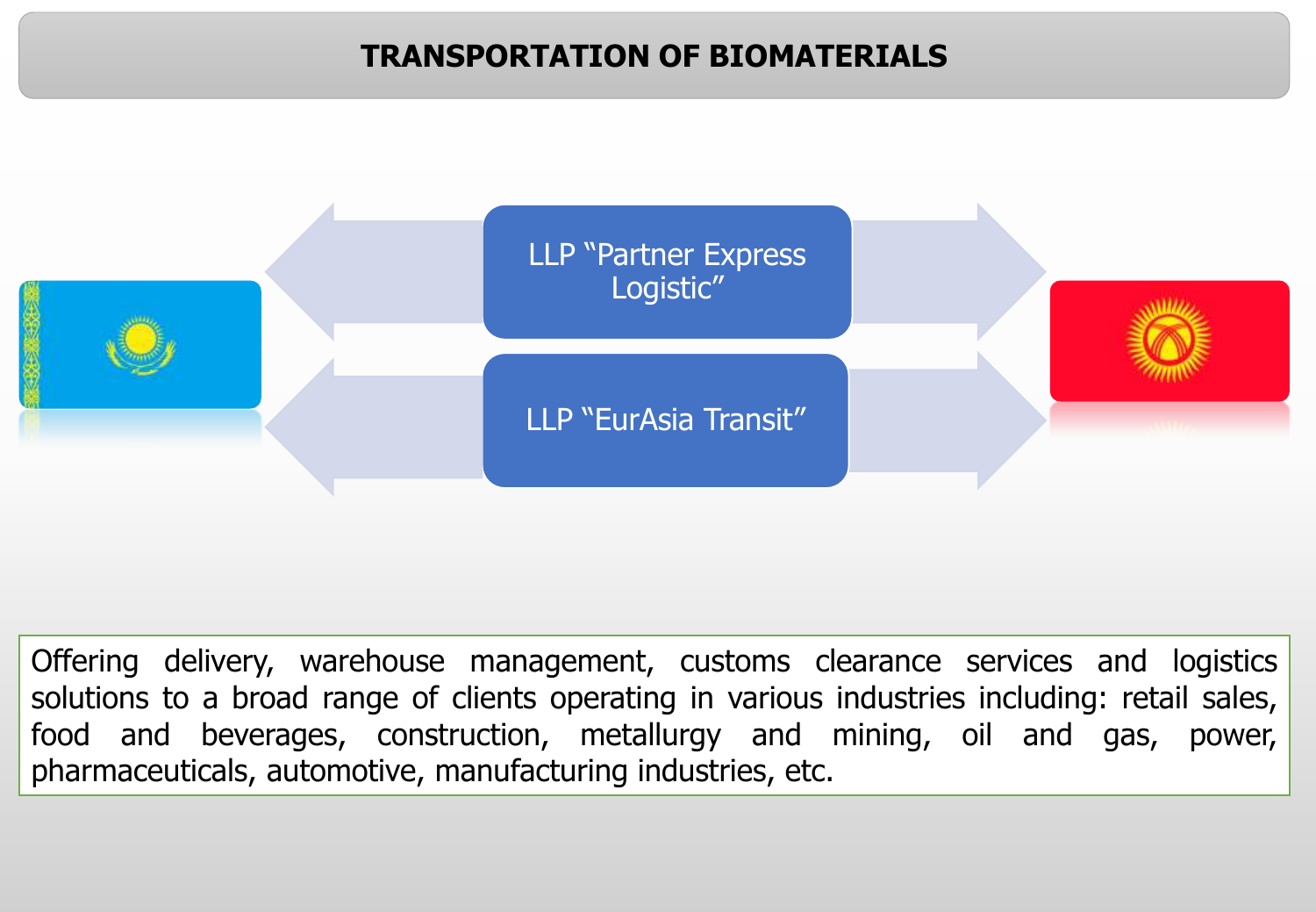# TRANSPORTATION OF BIOMATERIALS

LLP "Partner Express Logistic"

LLP "EurAsia Transit"

Offering delivery, warehouse management, customs clearance services and logistics solutions to a broad range of clients operating in various industries including: retail sales, food and beverages, construction, metallurgy and mining, oil and gas, power, pharmaceuticals, automotive, manufacturing industries, etc.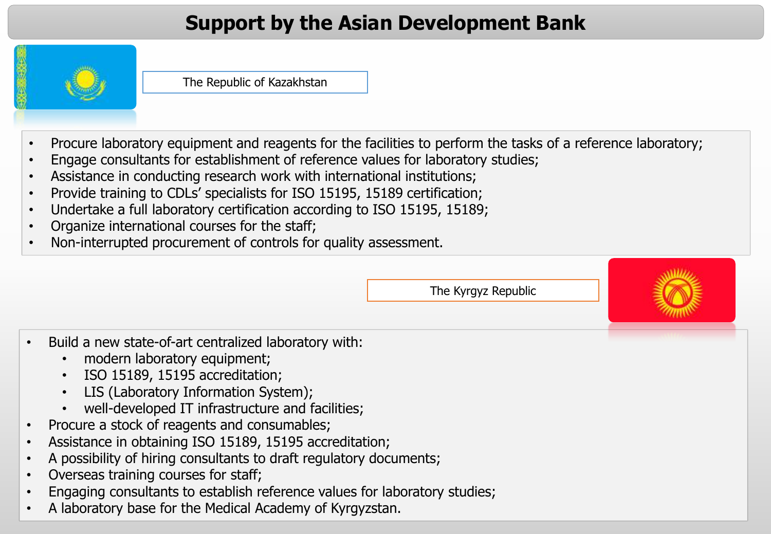# Support by the Asian Development Bank

## The Republic of Kazakhstan

- Procure laboratory equipment and reagents for the facilities to perform the tasks of a reference laboratory;
- Engage consultants for establishment of reference values for laboratory studies;
- Assistance in conducting research work with international institutions;
- Provide training to CDLs' specialists for ISO 15195, 15189 certification;
- Undertake a full laboratory certification according to ISO 15195, 15189;
- Organize international courses for the staff;
- Non-interrupted procurement of controls for quality assessment.

## The Kyrgyz Republic

- Build a new state-of-art centralized laboratory with:
  - modern laboratory equipment;
  - ISO 15189, 15195 accreditation;
  - LIS (Laboratory Information System);
  - well-developed IT infrastructure and facilities;
- Procure a stock of reagents and consumables;
- Assistance in obtaining ISO 15189, 15195 accreditation;
- A possibility of hiring consultants to draft regulatory documents;
- Overseas training courses for staff;
- Engaging consultants to establish reference values for laboratory studies;
- A laboratory base for the Medical Academy of Kyrgyzstan.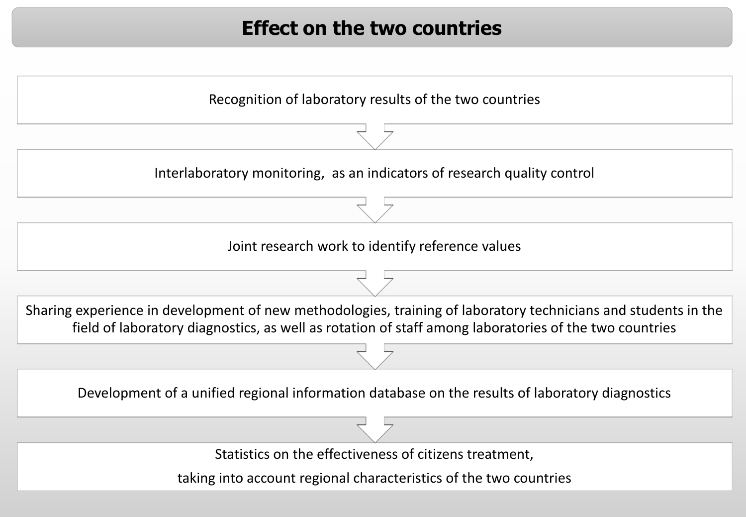# Effect on the two countries

Recognition of laboratory results of the two countries

Interlaboratory monitoring,  as an indicators of research quality control

Joint research work to identify reference values

Sharing experience in development of new methodologies, training of laboratory technicians and students in the field of laboratory diagnostics, as well as rotation of staff among laboratories of the two countries

Development of a unified regional information database on the results of laboratory diagnostics

Statistics on the effectiveness of citizens treatment,

taking into account regional characteristics of the two countries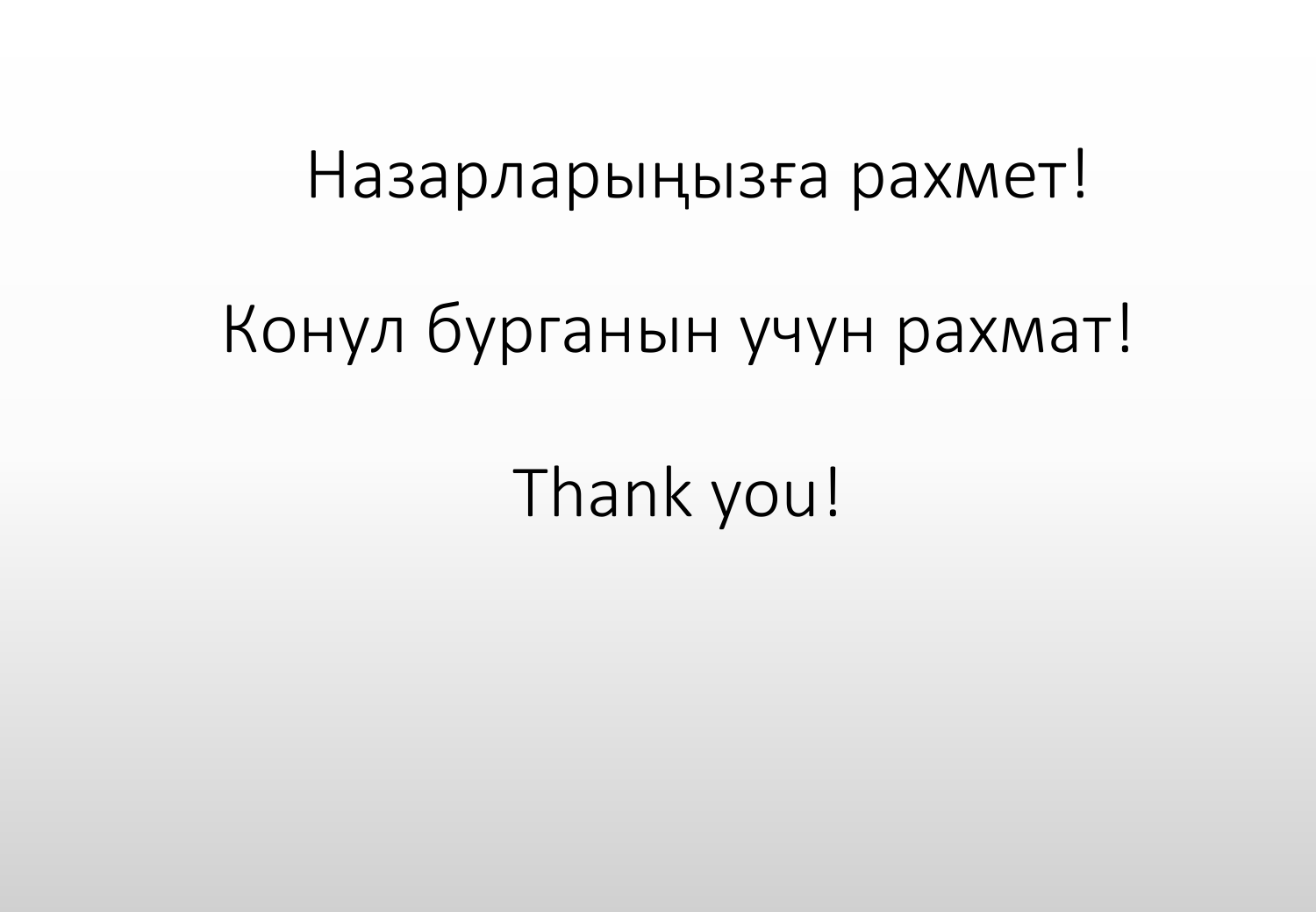Назарларыңызға рахмет!

Конул бурганын учун рахмат!

Thank you!